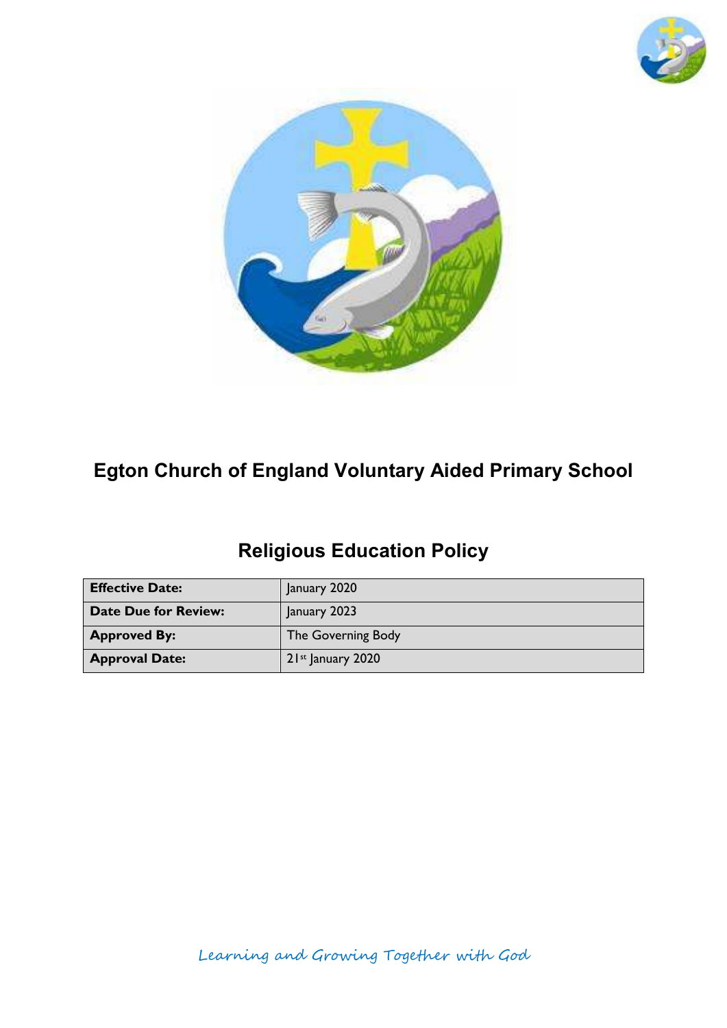# Egton Church of England Voluntary Aided Primary School

## Religious Education Policy

| **Effective Date:** | January 2020 |
|---|---|
| **Date Due for Review:** | January 2023 |
| **Approved By:** | The Governing Body |
| **Approval Date:** | 21st January 2020 |

*Learning and Growing Together with God*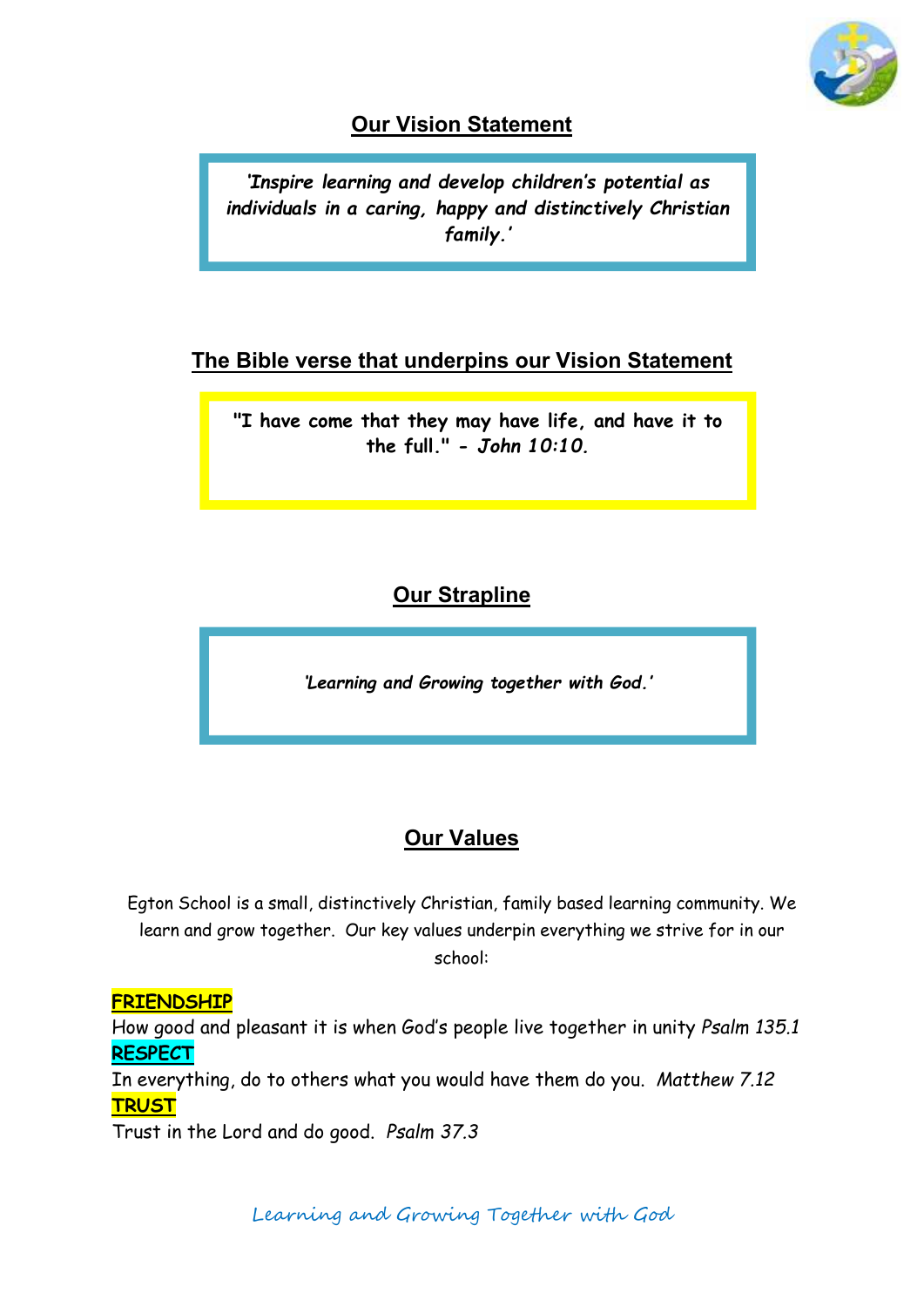## Our Vision Statement

> *'Inspire learning and develop children's potential as individuals in a caring, happy and distinctively Christian family.'*

## The Bible verse that underpins our Vision Statement

> **"I have come that they may have life, and have it to the full." -** ***John 10:10.***

## Our Strapline

> *'Learning and Growing together with God.'*

## Our Values

Egton School is a small, distinctively Christian, family based learning community. We learn and grow together. Our key values underpin everything we strive for in our school:

**FRIENDSHIP**
How good and pleasant it is when God's people live together in unity *Psalm 135.1*

**RESPECT**
In everything, do to others what you would have them do you. *Matthew 7.12*

**TRUST**
Trust in the Lord and do good. *Psalm 37.3*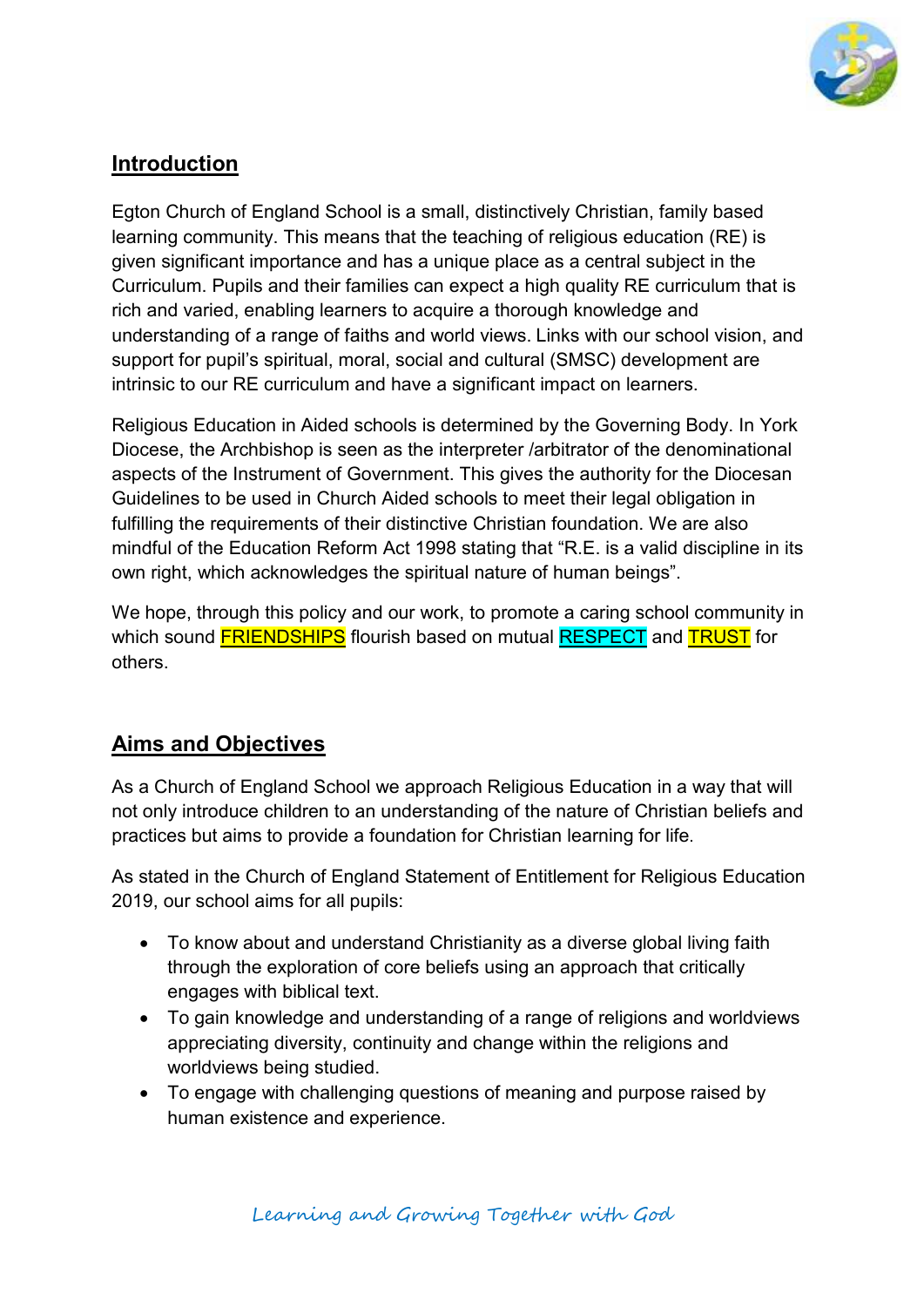## Introduction

Egton Church of England School is a small, distinctively Christian, family based learning community. This means that the teaching of religious education (RE) is given significant importance and has a unique place as a central subject in the Curriculum. Pupils and their families can expect a high quality RE curriculum that is rich and varied, enabling learners to acquire a thorough knowledge and understanding of a range of faiths and world views. Links with our school vision, and support for pupil's spiritual, moral, social and cultural (SMSC) development are intrinsic to our RE curriculum and have a significant impact on learners.

Religious Education in Aided schools is determined by the Governing Body. In York Diocese, the Archbishop is seen as the interpreter /arbitrator of the denominational aspects of the Instrument of Government. This gives the authority for the Diocesan Guidelines to be used in Church Aided schools to meet their legal obligation in fulfilling the requirements of their distinctive Christian foundation. We are also mindful of the Education Reform Act 1998 stating that "R.E. is a valid discipline in its own right, which acknowledges the spiritual nature of human beings".

We hope, through this policy and our work, to promote a caring school community in which sound FRIENDSHIPS flourish based on mutual RESPECT and TRUST for others.

## Aims and Objectives

As a Church of England School we approach Religious Education in a way that will not only introduce children to an understanding of the nature of Christian beliefs and practices but aims to provide a foundation for Christian learning for life.

As stated in the Church of England Statement of Entitlement for Religious Education 2019, our school aims for all pupils:

- To know about and understand Christianity as a diverse global living faith through the exploration of core beliefs using an approach that critically engages with biblical text.
- To gain knowledge and understanding of a range of religions and worldviews appreciating diversity, continuity and change within the religions and worldviews being studied.
- To engage with challenging questions of meaning and purpose raised by human existence and experience.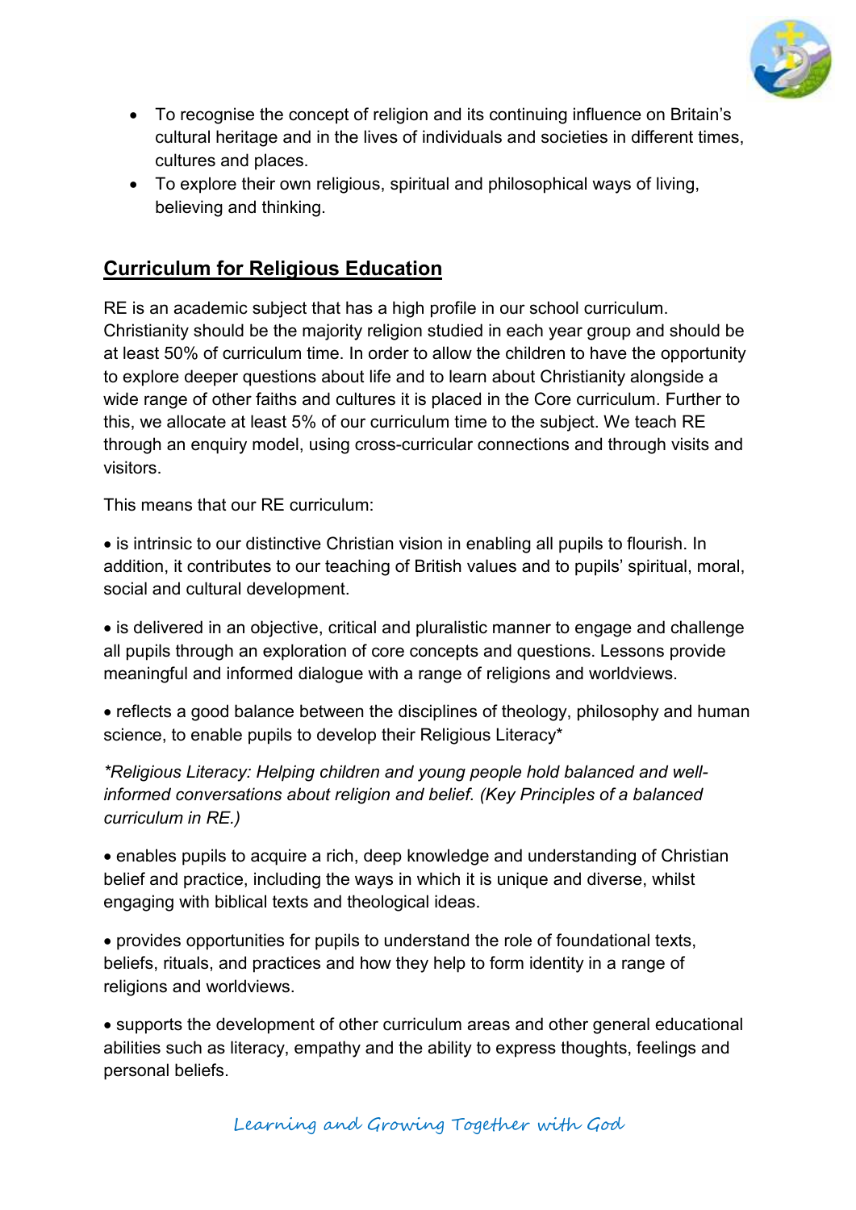- To recognise the concept of religion and its continuing influence on Britain's cultural heritage and in the lives of individuals and societies in different times, cultures and places.
- To explore their own religious, spiritual and philosophical ways of living, believing and thinking.

## <u>Curriculum for Religious Education</u>

RE is an academic subject that has a high profile in our school curriculum. Christianity should be the majority religion studied in each year group and should be at least 50% of curriculum time. In order to allow the children to have the opportunity to explore deeper questions about life and to learn about Christianity alongside a wide range of other faiths and cultures it is placed in the Core curriculum. Further to this, we allocate at least 5% of our curriculum time to the subject. We teach RE through an enquiry model, using cross-curricular connections and through visits and visitors.

This means that our RE curriculum:

- is intrinsic to our distinctive Christian vision in enabling all pupils to flourish. In addition, it contributes to our teaching of British values and to pupils' spiritual, moral, social and cultural development.

- is delivered in an objective, critical and pluralistic manner to engage and challenge all pupils through an exploration of core concepts and questions. Lessons provide meaningful and informed dialogue with a range of religions and worldviews.

- reflects a good balance between the disciplines of theology, philosophy and human science, to enable pupils to develop their Religious Literacy*

*\*Religious Literacy: Helping children and young people hold balanced and well-informed conversations about religion and belief. (Key Principles of a balanced curriculum in RE.)*

- enables pupils to acquire a rich, deep knowledge and understanding of Christian belief and practice, including the ways in which it is unique and diverse, whilst engaging with biblical texts and theological ideas.

- provides opportunities for pupils to understand the role of foundational texts, beliefs, rituals, and practices and how they help to form identity in a range of religions and worldviews.

- supports the development of other curriculum areas and other general educational abilities such as literacy, empathy and the ability to express thoughts, feelings and personal beliefs.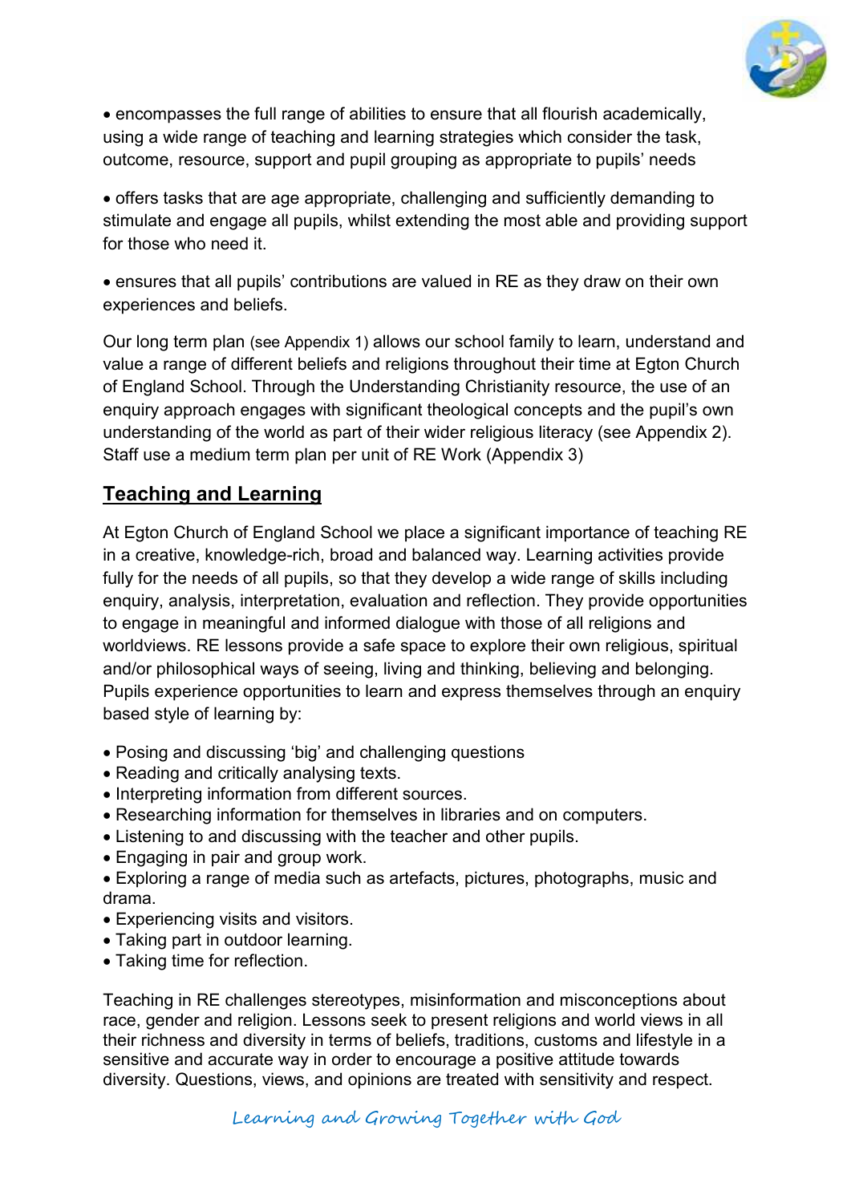- encompasses the full range of abilities to ensure that all flourish academically, using a wide range of teaching and learning strategies which consider the task, outcome, resource, support and pupil grouping as appropriate to pupils' needs

- offers tasks that are age appropriate, challenging and sufficiently demanding to stimulate and engage all pupils, whilst extending the most able and providing support for those who need it.

- ensures that all pupils' contributions are valued in RE as they draw on their own experiences and beliefs.

Our long term plan (see Appendix 1) allows our school family to learn, understand and value a range of different beliefs and religions throughout their time at Egton Church of England School. Through the Understanding Christianity resource, the use of an enquiry approach engages with significant theological concepts and the pupil's own understanding of the world as part of their wider religious literacy (see Appendix 2). Staff use a medium term plan per unit of RE Work (Appendix 3)

## Teaching and Learning

At Egton Church of England School we place a significant importance of teaching RE in a creative, knowledge-rich, broad and balanced way. Learning activities provide fully for the needs of all pupils, so that they develop a wide range of skills including enquiry, analysis, interpretation, evaluation and reflection. They provide opportunities to engage in meaningful and informed dialogue with those of all religions and worldviews. RE lessons provide a safe space to explore their own religious, spiritual and/or philosophical ways of seeing, living and thinking, believing and belonging. Pupils experience opportunities to learn and express themselves through an enquiry based style of learning by:

- Posing and discussing 'big' and challenging questions
- Reading and critically analysing texts.
- Interpreting information from different sources.
- Researching information for themselves in libraries and on computers.
- Listening to and discussing with the teacher and other pupils.
- Engaging in pair and group work.
- Exploring a range of media such as artefacts, pictures, photographs, music and drama.
- Experiencing visits and visitors.
- Taking part in outdoor learning.
- Taking time for reflection.

Teaching in RE challenges stereotypes, misinformation and misconceptions about race, gender and religion. Lessons seek to present religions and world views in all their richness and diversity in terms of beliefs, traditions, customs and lifestyle in a sensitive and accurate way in order to encourage a positive attitude towards diversity. Questions, views, and opinions are treated with sensitivity and respect.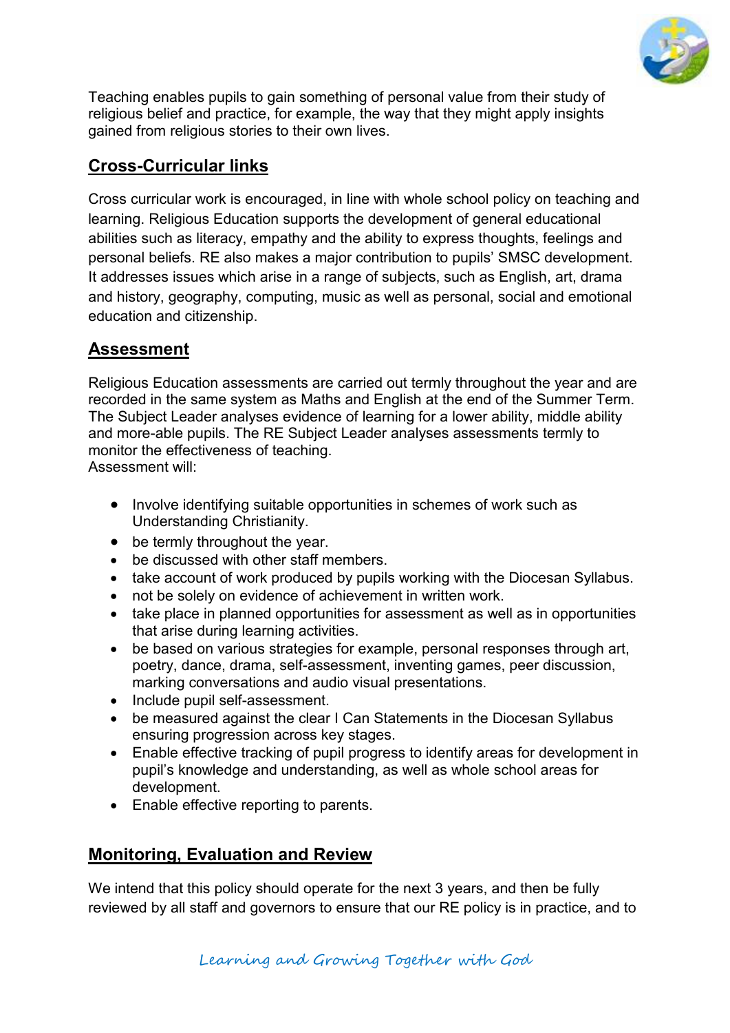Teaching enables pupils to gain something of personal value from their study of religious belief and practice, for example, the way that they might apply insights gained from religious stories to their own lives.

## Cross-Curricular links

Cross curricular work is encouraged, in line with whole school policy on teaching and learning. Religious Education supports the development of general educational abilities such as literacy, empathy and the ability to express thoughts, feelings and personal beliefs. RE also makes a major contribution to pupils' SMSC development. It addresses issues which arise in a range of subjects, such as English, art, drama and history, geography, computing, music as well as personal, social and emotional education and citizenship.

## Assessment

Religious Education assessments are carried out termly throughout the year and are recorded in the same system as Maths and English at the end of the Summer Term. The Subject Leader analyses evidence of learning for a lower ability, middle ability and more-able pupils. The RE Subject Leader analyses assessments termly to monitor the effectiveness of teaching.
Assessment will:

- Involve identifying suitable opportunities in schemes of work such as Understanding Christianity.
- be termly throughout the year.
- be discussed with other staff members.
- take account of work produced by pupils working with the Diocesan Syllabus.
- not be solely on evidence of achievement in written work.
- take place in planned opportunities for assessment as well as in opportunities that arise during learning activities.
- be based on various strategies for example, personal responses through art, poetry, dance, drama, self-assessment, inventing games, peer discussion, marking conversations and audio visual presentations.
- Include pupil self-assessment.
- be measured against the clear I Can Statements in the Diocesan Syllabus ensuring progression across key stages.
- Enable effective tracking of pupil progress to identify areas for development in pupil's knowledge and understanding, as well as whole school areas for development.
- Enable effective reporting to parents.

## Monitoring, Evaluation and Review

We intend that this policy should operate for the next 3 years, and then be fully reviewed by all staff and governors to ensure that our RE policy is in practice, and to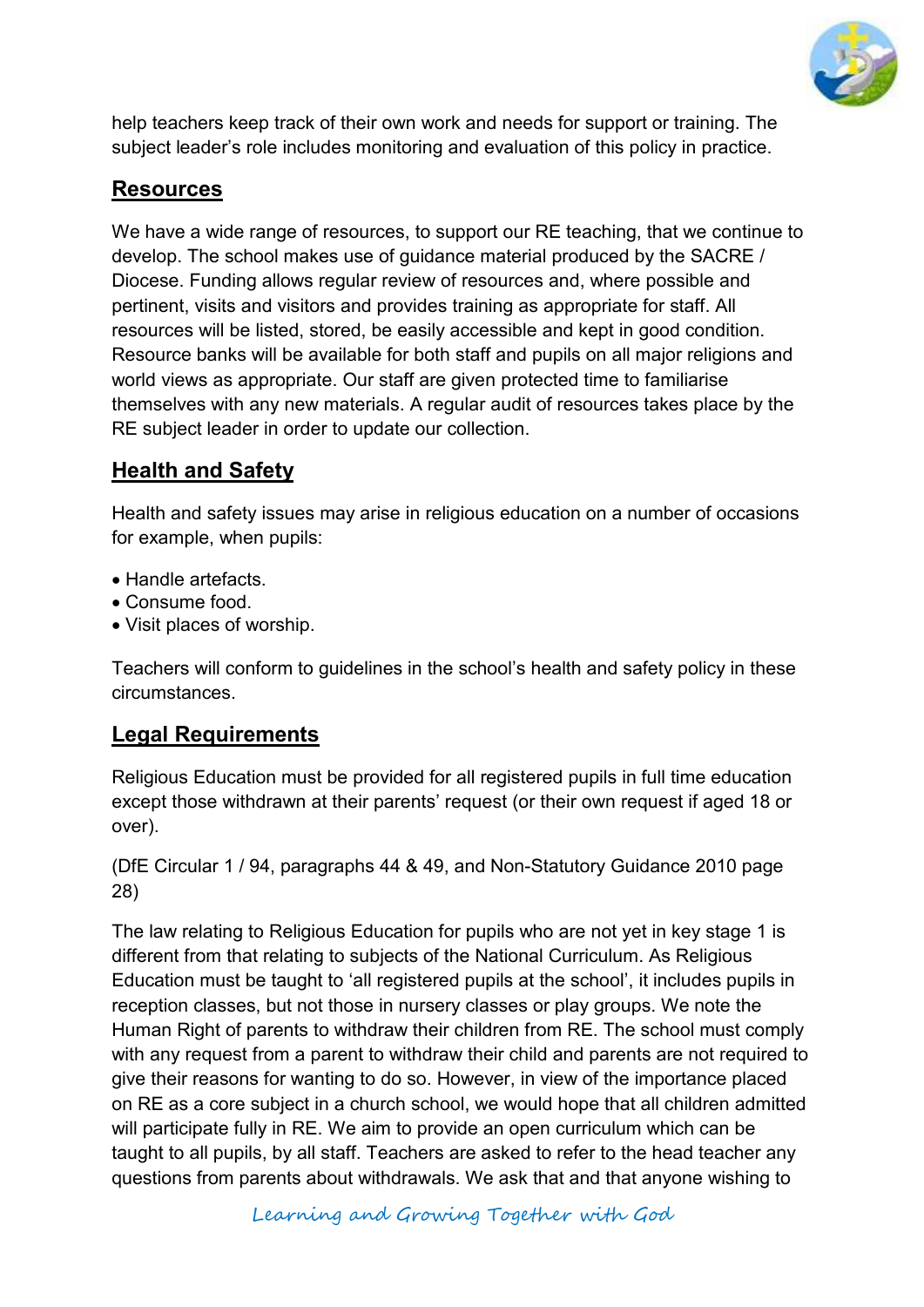help teachers keep track of their own work and needs for support or training. The subject leader's role includes monitoring and evaluation of this policy in practice.

## Resources

We have a wide range of resources, to support our RE teaching, that we continue to develop. The school makes use of guidance material produced by the SACRE / Diocese. Funding allows regular review of resources and, where possible and pertinent, visits and visitors and provides training as appropriate for staff. All resources will be listed, stored, be easily accessible and kept in good condition. Resource banks will be available for both staff and pupils on all major religions and world views as appropriate. Our staff are given protected time to familiarise themselves with any new materials. A regular audit of resources takes place by the RE subject leader in order to update our collection.

## Health and Safety

Health and safety issues may arise in religious education on a number of occasions for example, when pupils:

- Handle artefacts.
- Consume food.
- Visit places of worship.

Teachers will conform to guidelines in the school's health and safety policy in these circumstances.

## Legal Requirements

Religious Education must be provided for all registered pupils in full time education except those withdrawn at their parents' request (or their own request if aged 18 or over).

(DfE Circular 1 / 94, paragraphs 44 & 49, and Non-Statutory Guidance 2010 page 28)

The law relating to Religious Education for pupils who are not yet in key stage 1 is different from that relating to subjects of the National Curriculum. As Religious Education must be taught to 'all registered pupils at the school', it includes pupils in reception classes, but not those in nursery classes or play groups. We note the Human Right of parents to withdraw their children from RE. The school must comply with any request from a parent to withdraw their child and parents are not required to give their reasons for wanting to do so. However, in view of the importance placed on RE as a core subject in a church school, we would hope that all children admitted will participate fully in RE. We aim to provide an open curriculum which can be taught to all pupils, by all staff. Teachers are asked to refer to the head teacher any questions from parents about withdrawals. We ask that and that anyone wishing to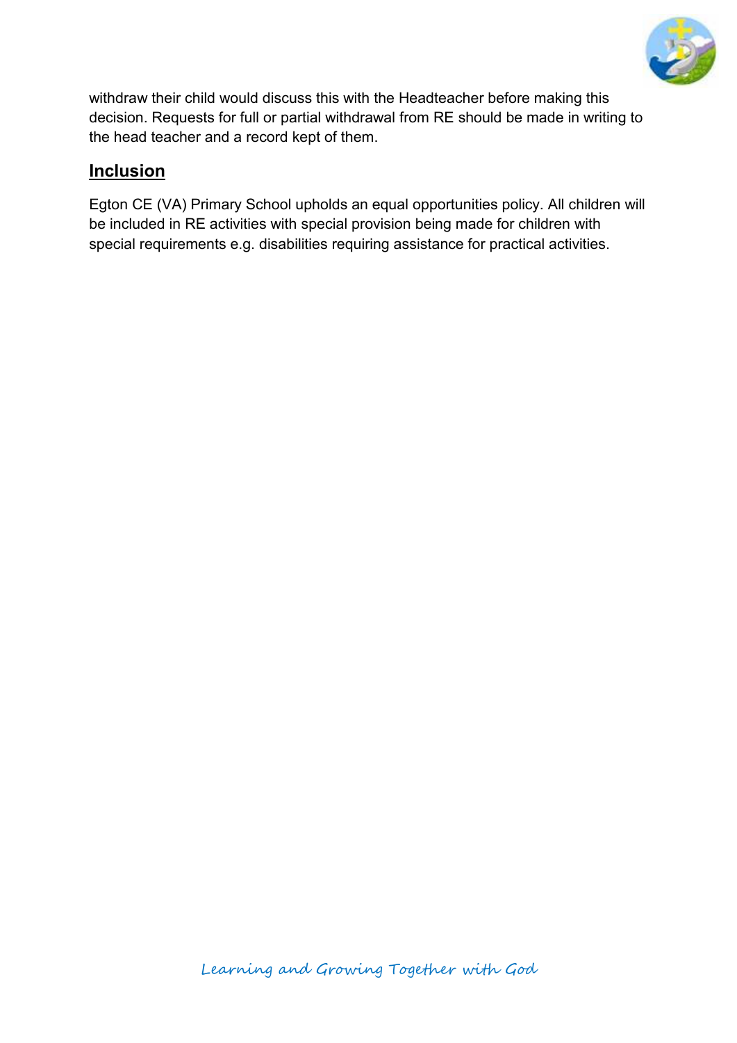withdraw their child would discuss this with the Headteacher before making this decision. Requests for full or partial withdrawal from RE should be made in writing to the head teacher and a record kept of them.

## Inclusion

Egton CE (VA) Primary School upholds an equal opportunities policy. All children will be included in RE activities with special provision being made for children with special requirements e.g. disabilities requiring assistance for practical activities.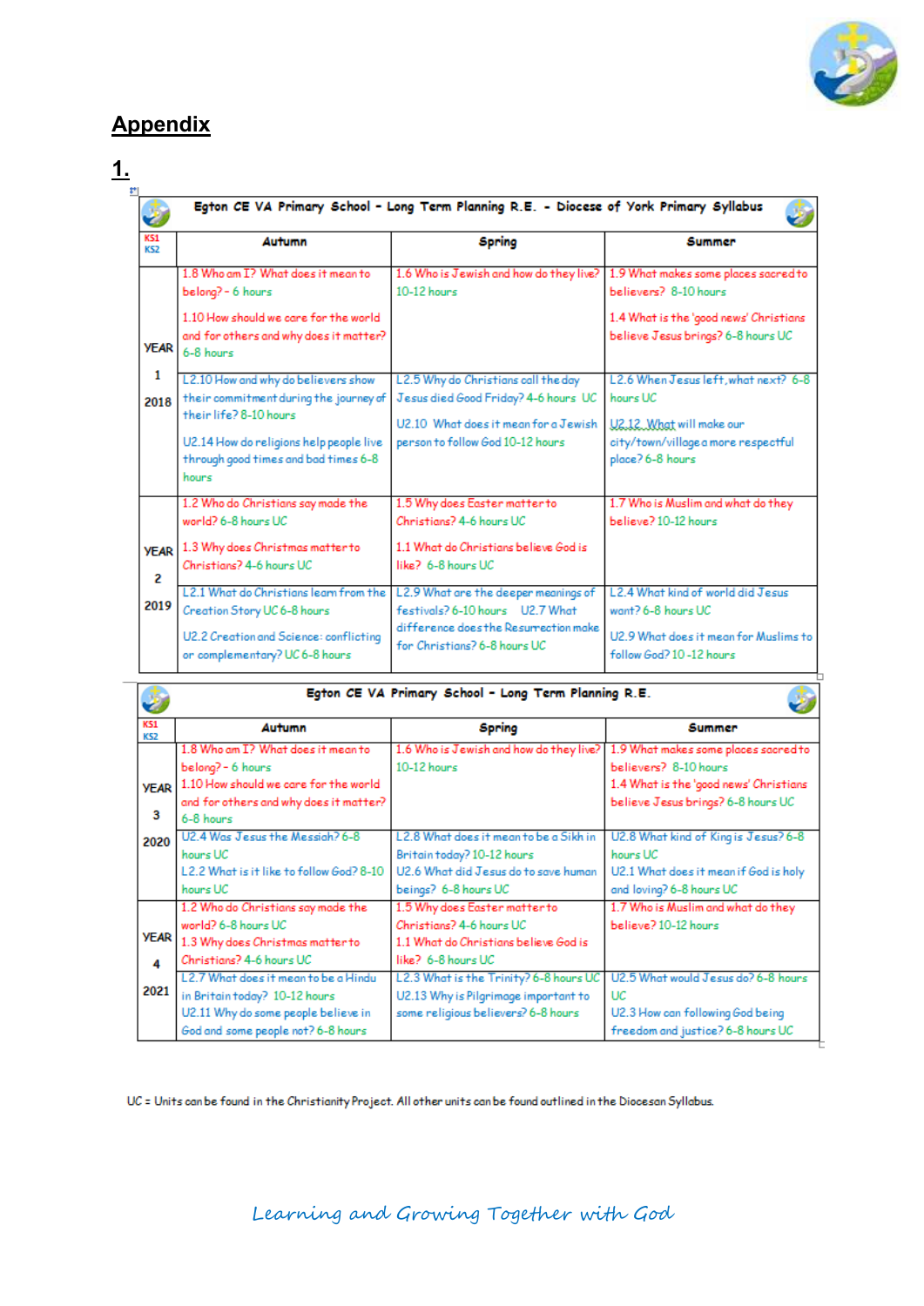## Appendix

### 1.

| | Egton CE VA Primary School - Long Term Planning R.E. - Diocese of York Primary Syllabus | | |
|---|---|---|---|
| KS1 KS2 | **Autumn** | **Spring** | **Summer** |
| YEAR 1 2018 | 1.8 Who am I? What does it mean to belong? - 6 hours<br>1.10 How should we care for the world and for others and why does it matter? 6-8 hours | 1.6 Who is Jewish and how do they live? 10-12 hours | 1.9 What makes some places sacred to believers? 8-10 hours<br>1.4 What is the 'good news' Christians believe Jesus brings? 6-8 hours UC |
| | L2.10 How and why do believers show their commitment during the journey of their life? 8-10 hours<br>U2.14 How do religions help people live through good times and bad times 6-8 hours | L2.5 Why do Christians call the day Jesus died Good Friday? 4-6 hours UC<br>U2.10 What does it mean for a Jewish person to follow God 10-12 hours | L2.6 When Jesus left, what next? 6-8 hours UC<br>U2.12 What will make our city/town/village a more respectful place? 6-8 hours |
| YEAR 2 2019 | 1.2 Who do Christians say made the world? 6-8 hours UC<br>1.3 Why does Christmas matter to Christians? 4-6 hours UC | 1.5 Why does Easter matter to Christians? 4-6 hours UC<br>1.1 What do Christians believe God is like? 6-8 hours UC | 1.7 Who is Muslim and what do they believe? 10-12 hours |
| | L2.1 What do Christians learn from the Creation Story UC 6-8 hours<br>U2.2 Creation and Science: conflicting or complementary? UC 6-8 hours | L2.9 What are the deeper meanings of festivals? 6-10 hours U2.7 What difference does the Resurrection make for Christians? 6-8 hours UC | L2.4 What kind of world did Jesus want? 6-8 hours UC<br>U2.9 What does it mean for Muslims to follow God? 10-12 hours |

| | Egton CE VA Primary School - Long Term Planning R.E. | | |
|---|---|---|---|
| KS1 KS2 | **Autumn** | **Spring** | **Summer** |
| YEAR 3 2020 | 1.8 Who am I? What does it mean to belong? - 6 hours<br>1.10 How should we care for the world and for others and why does it matter? 6-8 hours | 1.6 Who is Jewish and how do they live? 10-12 hours | 1.9 What makes some places sacred to believers? 8-10 hours<br>1.4 What is the 'good news' Christians believe Jesus brings? 6-8 hours UC |
| | U2.4 Was Jesus the Messiah? 6-8 hours UC<br>L2.2 What is it like to follow God? 8-10 hours UC | L2.8 What does it mean to be a Sikh in Britain today? 10-12 hours<br>U2.6 What did Jesus do to save human beings? 6-8 hours UC | U2.8 What kind of King is Jesus? 6-8 hours UC<br>U2.1 What does it mean if God is holy and loving? 6-8 hours UC |
| YEAR 4 2021 | 1.2 Who do Christians say made the world? 6-8 hours UC<br>1.3 Why does Christmas matter to Christians? 4-6 hours UC | 1.5 Why does Easter matter to Christians? 4-6 hours UC<br>1.1 What do Christians believe God is like? 6-8 hours UC | 1.7 Who is Muslim and what do they believe? 10-12 hours |
| | L2.7 What does it mean to be a Hindu in Britain today? 10-12 hours<br>U2.11 Why do some people believe in God and some people not? 6-8 hours | L2.3 What is the Trinity? 6-8 hours UC<br>U2.13 Why is Pilgrimage important to some religious believers? 6-8 hours | U2.5 What would Jesus do? 6-8 hours UC<br>U2.3 How can following God bring freedom and justice? 6-8 hours UC |

UC = Units can be found in the Christianity Project. All other units can be found outlined in the Diocesan Syllabus.

*Learning and Growing Together with God*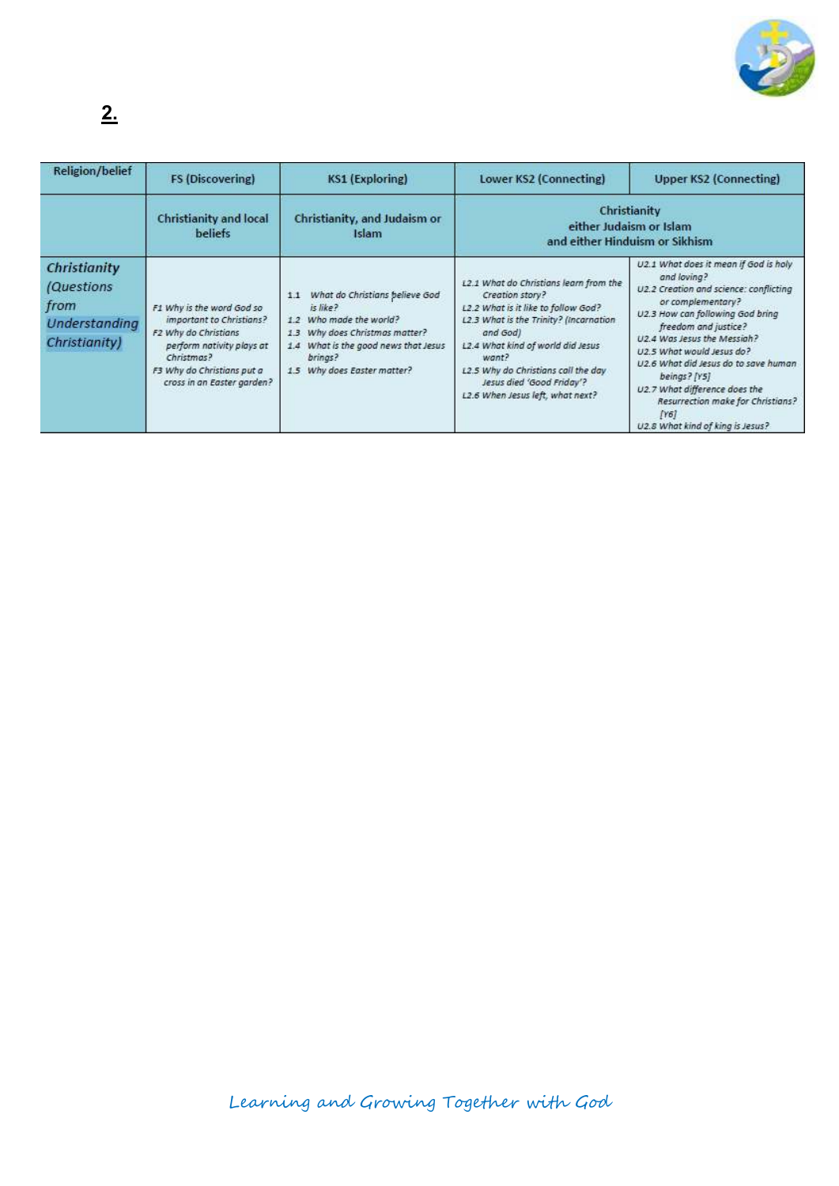**2.**

| Religion/belief | FS (Discovering) | KS1 (Exploring) | Lower KS2 (Connecting) | Upper KS2 (Connecting) |
|---|---|---|---|---|
| | Christianity and local beliefs | Christianity, and Judaism or Islam | Christianity either Judaism or Islam and either Hinduism or Sikhism | |
| *Christianity (Questions from Understanding Christianity)* | *F1 Why is the word God so important to Christians?*<br>*F2 Why do Christians perform nativity plays at Christmas?*<br>*F3 Why do Christians put a cross in an Easter garden?* | 1.1 *What do Christians believe God is like?*<br>1.2 *Who made the world?*<br>1.3 *Why does Christmas matter?*<br>1.4 *What is the good news that Jesus brings?*<br>1.5 *Why does Easter matter?* | *L2.1 What do Christians learn from the Creation story?*<br>*L2.2 What is it like to follow God?*<br>*L2.3 What is the Trinity? (Incarnation and God)*<br>*L2.4 What kind of world did Jesus want?*<br>*L2.5 Why do Christians call the day Jesus died 'Good Friday'?*<br>*L2.6 When Jesus left, what next?* | *U2.1 What does it mean if God is holy and loving?*<br>*U2.2 Creation and science: conflicting or complementary?*<br>*U2.3 How can following God bring freedom and justice?*<br>*U2.4 Was Jesus the Messiah?*<br>*U2.5 What would Jesus do?*<br>*U2.6 What did Jesus do to save human beings? [Y5]*<br>*U2.7 What difference does the Resurrection make for Christians? [Y6]*<br>*U2.8 What kind of king is Jesus?* |

*Learning and Growing Together with God*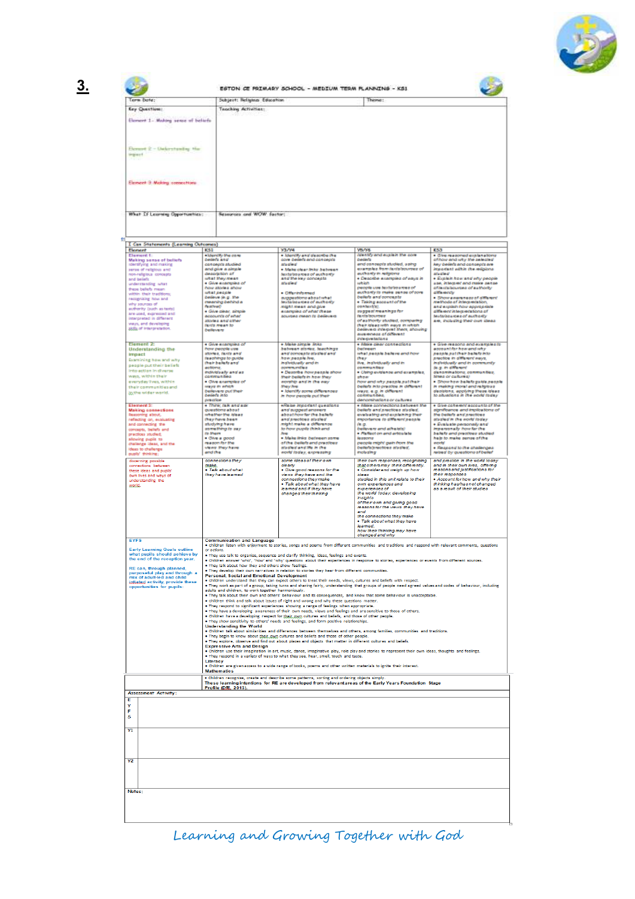**3.**

**EGTON CE PRIMARY SCHOOL – MEDIUM TERM PLANNING – KS1**

| Term Date: | Subject: Religious Education | Theme: |
|---|---|---|
| Key Question: | Teaching Activities: | |
| Element 1 – Making sense of beliefs<br><br>Element 2 – Understanding the impact<br><br>Element 3 Making connections | | |
| What If Learning Opportunities: | Resources and WOW factor: | |

**I Can Statements (Learning Outcomes)**

| Element | KS1 | Y3/Y4 | Y5/Y6 | KS3 |
|---|---|---|---|---|
| **Element 1: Making sense of beliefs** Identifying and making sense of religious and non-religious concepts and beliefs understanding what these beliefs mean within their traditions, recognising how and why sources of authority (such as texts) are used, expressed and interpreted in different ways, and developing skills of interpretation. | • Identify the core beliefs and concepts studied and give a simple description of what they mean<br>• Give examples of how stories show what people believe (e.g. the meaning behind a festival)<br>• Give clear, simple accounts of what stories and other texts mean to believers | • Identify and describe the core beliefs and concepts studied<br>• Make clear links between texts/sources of authority and the key concepts studied<br>• Offer informed suggestions about what texts/sources of authority might mean and give examples of what these sources mean to believers | • Identify and explain the core beliefs and concepts studied, using examples from texts/sources of authority in religions<br>• Describe examples of ways in which people use texts/sources of authority to make sense of core beliefs and concepts<br>• Taking account of the context(s), suggest meanings for texts/sources of authority studied, comparing their ideas with ways in which believers interpret them, showing awareness of different interpretations | • Give reasoned explanations of how and why the selected key beliefs and concepts are important within the religions studied<br>• Explain how and why people use, interpret and make sense of texts/sources of authority differently<br>• Show awareness of different methods of interpretation, and explain how appropriate different interpretations of texts/sources of authority are, including their own ideas |
| **Element 2: Understanding the impact** Examining how and why people put their beliefs into action in diverse ways, within their everyday lives, within their communities and in the wider world. | • Give examples of how people use stories, texts and teachings to guide their beliefs and actions, individually and as communities<br>• Give examples of ways in which believers put their beliefs into practice | • Make simple links between stories, teachings and concepts studied and how people live, individually and in communities<br>• Describe how people show their beliefs in how they worship and in the way they live<br>• Identify some differences in how people put their | • Make clear connections between what people believe and how they live, individually and in communities<br>• Using evidence and examples, show how and why people put their beliefs into practice in different ways, e.g. in different communities, denominations or cultures | • Give reasons and examples to account for how and why people put their beliefs into practice in different ways, individually and in community (e.g. in different denominations, communities, times or cultures)<br>• Show how beliefs guide people in making moral and religious decisions, applying these ideas to situations in the world today |
| **Element 3: Making connections** Reasoning about, reflecting on, evaluating and connecting the concepts, beliefs and practices studied, allowing pupils to challenge ideas, and the ideas to challenge pupils' thinking; discerning possible connections between these ideas and pupils' own lives and ways of understanding the world. | • Think, talk and ask questions about whether the ideas they have been studying have something to say to them<br>• Give a good reason for the views they have and the connections they make.<br>• Talk about what they have learned | • Raise important questions and suggest answers about how far the beliefs and practices studied might make a difference to how pupils think and live<br>• Make links between some of the beliefs and practices studied and life in the world today, expressing some ideas of their own clearly<br>• Give good reasons for the views they have and the connections they make<br>• Talk about what they have learned and if they have changed their thinking | • Make connections between the beliefs and practices studied, evaluating and explaining their importance to different people (e.g. believers and atheists)<br>• Reflect on and articulate lessons people might gain from the beliefs/practices studied, including their own responses, recognising that others may think differently<br>• Consider and weigh up how ideas studied in this unit relate to their own experiences and experiences of the world today, developing insights of their own and giving good reasons for the views they have and the connections they make<br>• Talk about what they have learned, how their thinking may have changed and why | • Give coherent accounts of the significance and implications of the beliefs and practices studied in the world today<br>• Evaluate personally and impersonally how far the beliefs and practices studied help to make sense of the world<br>• Respond to the challenges raised by questions of belief and practice in the world today and in their own lives, offering reasons and justifications for their responses<br>• Account for how and why their thinking has/has not changed as a result of their studies |

| | |
|---|---|
| **EYFS**<br><br>Early Learning Goals outline what pupils should achieve by the end of the reception year.<br><br>RE can, through planned, purposeful play and through a mix of adult-led and child initiated activity, provide these opportunities for pupils. | **Communication and Language**<br>• Children listen with enjoyment to stories, songs and poems from different communities and traditions and respond with relevant comments, questions or actions.<br>• They use talk to organise, sequence and clarify thinking, ideas, feelings and events.<br>• Children answer 'who', 'how' and 'why' questions about their experiences in response to stories, experiences or events from different sources.<br>• They talk about how they and others show feelings.<br>• They develop their own narratives in relation to stories they hear from different communities.<br>**Personal, Social and Emotional Development**<br>• Children understand that they can expect others to treat their needs, views, cultures and beliefs with respect.<br>• They work as part of a group, taking turns and sharing fairly, understanding that groups of people need agreed values and codes of behaviour, including adults and children, to work together harmoniously.<br>• They talk about their own and others' behaviour and its consequences, and know that some behaviour is unacceptable.<br>• Children think and talk about issues of right and wrong and why these questions matter.<br>• They respond to significant experiences showing a range of feelings when appropriate.<br>• They have a developing awareness of their own needs, views and feelings and are sensitive to those of others.<br>• Children have a developing respect for their own cultures and beliefs, and those of other people.<br>• They show sensitivity to others' needs and feelings, and form positive relationships.<br>**Understanding the World**<br>• Children talk about similarities and differences between themselves and others, among families, communities and traditions.<br>• They begin to know about their own cultures and beliefs and those of other people.<br>• They explore, observe and find out about places and objects that matter in different cultures and beliefs.<br>**Expressive Arts and Design**<br>• Children use their imagination in art, music, dance, imaginative play, role play and stories to represent their own ideas, thoughts and feelings.<br>• They respond in a variety of ways to what they see, hear, smell, touch and taste.<br>**Literacy**<br>• Children are given access to a wide range of books, poems and other written materials to ignite their interest.<br>**Mathematics**<br>• Children recognise, create and describe some patterns, sorting and ordering objects simply.<br>**These learning intentions for RE are developed from relevant areas of the Early Years Foundation Stage Profile (DfE, 2013).** |

| Assessment Activity: |
|---|
| EYFS |
| Y1 |
| Y2 |
| Notes: |

*Learning and Growing Together with God*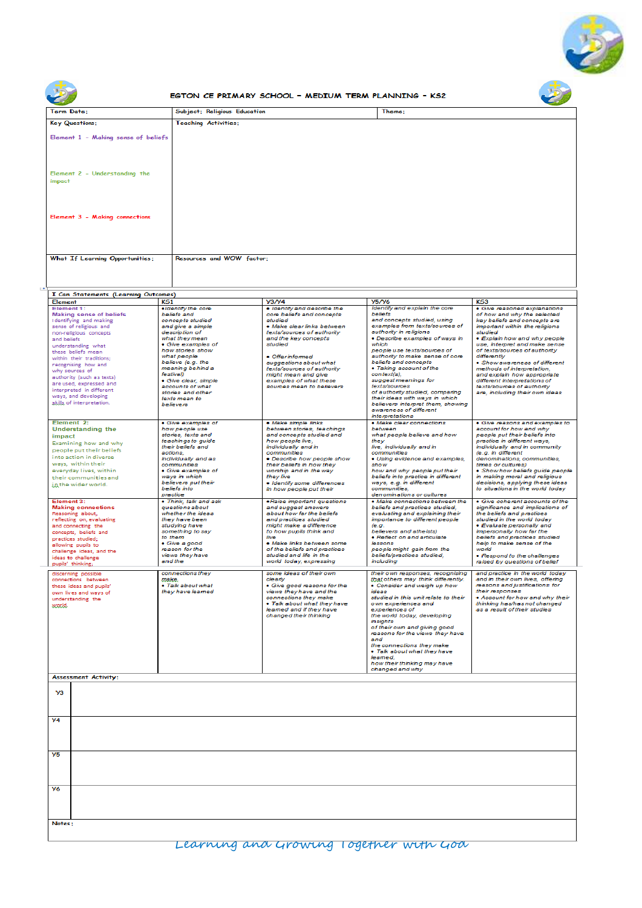# EGTON CE PRIMARY SCHOOL – MEDIUM TERM PLANNING – KS2

| Term Date: | Subject: Religious Education | Theme: |
|---|---|---|
| Key Questions:<br><br>Element 1 – Making sense of beliefs<br><br>Element 2 – Understanding the impact<br><br>Element 3 – Making connections | Teaching Activities: | |
| What If Learning Opportunities: | Resources and WOW factor: | |

**I Can Statements (Learning Outcomes)**

| Element | KS1 | Y3/Y4 | Y5/Y6 | KS3 |
|---|---|---|---|---|
| **Element 1: Making sense of beliefs**<br>Identifying and making sense of religious and non-religious concepts and beliefs understanding what these beliefs mean within their traditions; recognising how and why sources of authority (such as texts) are used, expressed and interpreted in different ways, and developing skills of interpretation. | • Identify the core beliefs and concepts studied and give a simple description of what they mean<br>• Give examples of how stories show what people believe (e.g. the meaning behind a festival)<br>• Give clear, simple accounts of what stories and other texts mean to believers | • Identify and describe the core beliefs and concepts studied<br>• Make clear links between texts/sources of authority and the key concepts studied<br>• Offer informed suggestions about what texts/sources of authority might mean and give examples of what these sources mean to believers | Identify and explain the core beliefs and concepts studied, using examples from texts/sources of authority in religions<br>• Describe examples of ways in which people use texts/sources of authority to make sense of core beliefs and concepts<br>• Taking account of the context(s), suggest meanings for texts/sources of authority studied, comparing their ideas with ways in which believers interpret them, showing awareness of different interpretations | • Give reasoned explanations of how and why the selected key beliefs and concepts are important within the religions studied<br>• Explain how and why people use, interpret and make sense of texts/sources of authority differently<br>• Show awareness of different methods of interpretation, and explain how appropriate different interpretations of texts/sources of authority are, including their own ideas |
| **Element 2: Understanding the impact**<br>Examining how and why people put their beliefs into action in diverse ways, within their everyday lives, within their communities and in the wider world. | • Give examples of how people use stories, texts and teachings to guide their beliefs and actions, individually and as communities<br>• Give examples of ways in which believers put their beliefs into practice | • Make simple links between stories, teachings and concepts studied and how people live, individually and in communities<br>• Describe how people show their beliefs in how they worship and in the way they live<br>• Identify some differences in how people put their | • Make clear connections between what people believe and how they live, individually and in communities<br>• Using evidence and examples, show how and why people put their beliefs into practice in different ways, e.g. in different communities, denominations or cultures | • Give reasons and examples to account for how and why people put their beliefs into practice in different ways, individually and in community (e.g. in different denominations, communities, times or cultures)<br>• Show how beliefs guide people in making moral and religious decisions, applying these ideas to situations in the world today |
| **Element 3: Making connections**<br>Reasoning about, reflecting on, evaluating and connecting the concepts, beliefs and practices studied; allowing pupils to challenge ideas, and the ideas to challenge pupils' thinking, discerning possible connections between these ideas and pupils' own lives and ways of understanding the world. | • Think, talk and ask questions about whether the ideas they have been studying have something to say to them<br>• Give a good reason for the views they have and the connections they make.<br>• Talk about what they have learned | •Raise important questions and suggest answers about how far the beliefs and practices studied might make a difference to how pupils think and live<br>• Make links between some of the beliefs and practices studied and life in the world today, expressing some ideas of their own clearly<br>• Give good reasons for the views they have and the connections they make<br>• Talk about what they have learned and if they have changed their thinking | • Make connections between the beliefs and practices studied, evaluating and explaining their importance to different people (e.g. believers and atheists)<br>• Reflect on and articulate lessons people might gain from the beliefs/practices studied, including their own responses, recognising that others may think differently<br>• Consider and weigh up how ideas studied in this unit relate to their own experiences and experiences of the world today, developing insights of their own and giving good reasons for the views they have and the connections they make<br>• Talk about what they have learned, how their thinking may have changed and why | • Give coherent accounts of the significance and implications of the beliefs and practices studied in the world today<br>• Evaluate personally and impersonally how far the beliefs and practices studied help to make sense of the world<br>• Respond to the challenges raised by questions of belief and practice in the world today and in their own lives, offering reasons and justifications for their responses<br>• Account for how and why their thinking has/has not changed as a result of their studies |

| Assessment Activity: | |
|---|---|
| Y3 | |
| Y4 | |
| Y5 | |
| Y6 | |
| Notes: | |

Learning and Growing Together with God